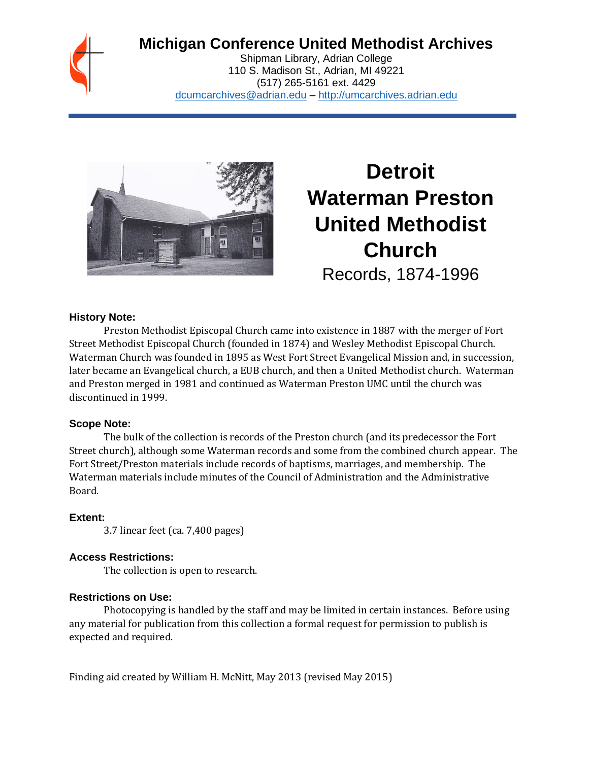# Michigan Conference United Methodist Archives

Shipman Library, Adrian College
110 S. Madison St., Adrian, MI 49221
(517) 265-5161 ext. 4429
dcumcarchives@adrian.edu – http://umcarchives.adrian.edu

# Detroit Waterman Preston United Methodist Church

Records, 1874-1996

### History Note:

Preston Methodist Episcopal Church came into existence in 1887 with the merger of Fort Street Methodist Episcopal Church (founded in 1874) and Wesley Methodist Episcopal Church. Waterman Church was founded in 1895 as West Fort Street Evangelical Mission and, in succession, later became an Evangelical church, a EUB church, and then a United Methodist church. Waterman and Preston merged in 1981 and continued as Waterman Preston UMC until the church was discontinued in 1999.

### Scope Note:

The bulk of the collection is records of the Preston church (and its predecessor the Fort Street church), although some Waterman records and some from the combined church appear. The Fort Street/Preston materials include records of baptisms, marriages, and membership. The Waterman materials include minutes of the Council of Administration and the Administrative Board.

### Extent:

3.7 linear feet (ca. 7,400 pages)

### Access Restrictions:

The collection is open to research.

### Restrictions on Use:

Photocopying is handled by the staff and may be limited in certain instances. Before using any material for publication from this collection a formal request for permission to publish is expected and required.

Finding aid created by William H. McNitt, May 2013 (revised May 2015)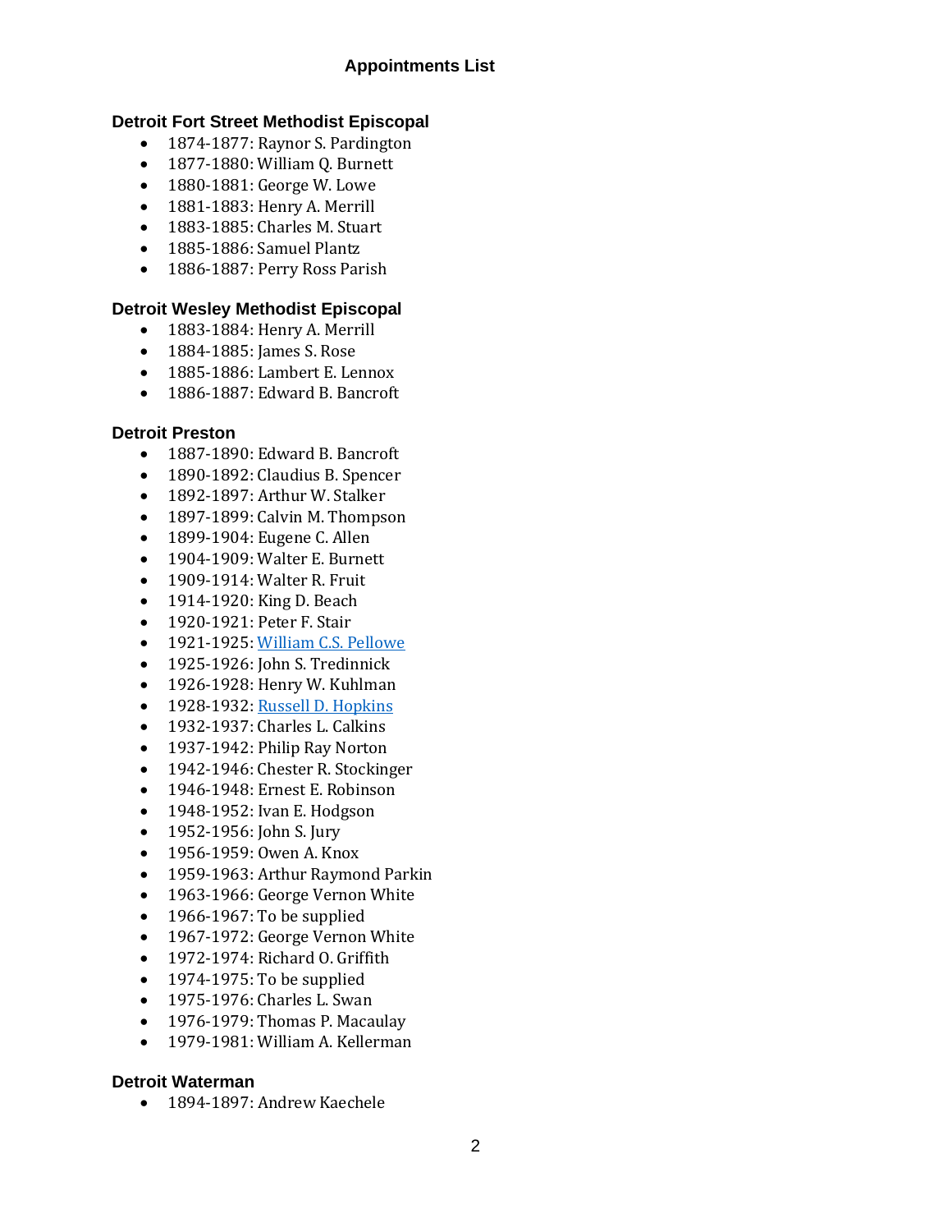# Appointments List

### Detroit Fort Street Methodist Episcopal

- 1874-1877: Raynor S. Pardington
- 1877-1880: William Q. Burnett
- 1880-1881: George W. Lowe
- 1881-1883: Henry A. Merrill
- 1883-1885: Charles M. Stuart
- 1885-1886: Samuel Plantz
- 1886-1887: Perry Ross Parish

### Detroit Wesley Methodist Episcopal

- 1883-1884: Henry A. Merrill
- 1884-1885: James S. Rose
- 1885-1886: Lambert E. Lennox
- 1886-1887: Edward B. Bancroft

### Detroit Preston

- 1887-1890: Edward B. Bancroft
- 1890-1892: Claudius B. Spencer
- 1892-1897: Arthur W. Stalker
- 1897-1899: Calvin M. Thompson
- 1899-1904: Eugene C. Allen
- 1904-1909: Walter E. Burnett
- 1909-1914: Walter R. Fruit
- 1914-1920: King D. Beach
- 1920-1921: Peter F. Stair
- 1921-1925: William C.S. Pellowe
- 1925-1926: John S. Tredinnick
- 1926-1928: Henry W. Kuhlman
- 1928-1932: Russell D. Hopkins
- 1932-1937: Charles L. Calkins
- 1937-1942: Philip Ray Norton
- 1942-1946: Chester R. Stockinger
- 1946-1948: Ernest E. Robinson
- 1948-1952: Ivan E. Hodgson
- 1952-1956: John S. Jury
- 1956-1959: Owen A. Knox
- 1959-1963: Arthur Raymond Parkin
- 1963-1966: George Vernon White
- 1966-1967: To be supplied
- 1967-1972: George Vernon White
- 1972-1974: Richard O. Griffith
- 1974-1975: To be supplied
- 1975-1976: Charles L. Swan
- 1976-1979: Thomas P. Macaulay
- 1979-1981: William A. Kellerman

### Detroit Waterman

- 1894-1897: Andrew Kaechele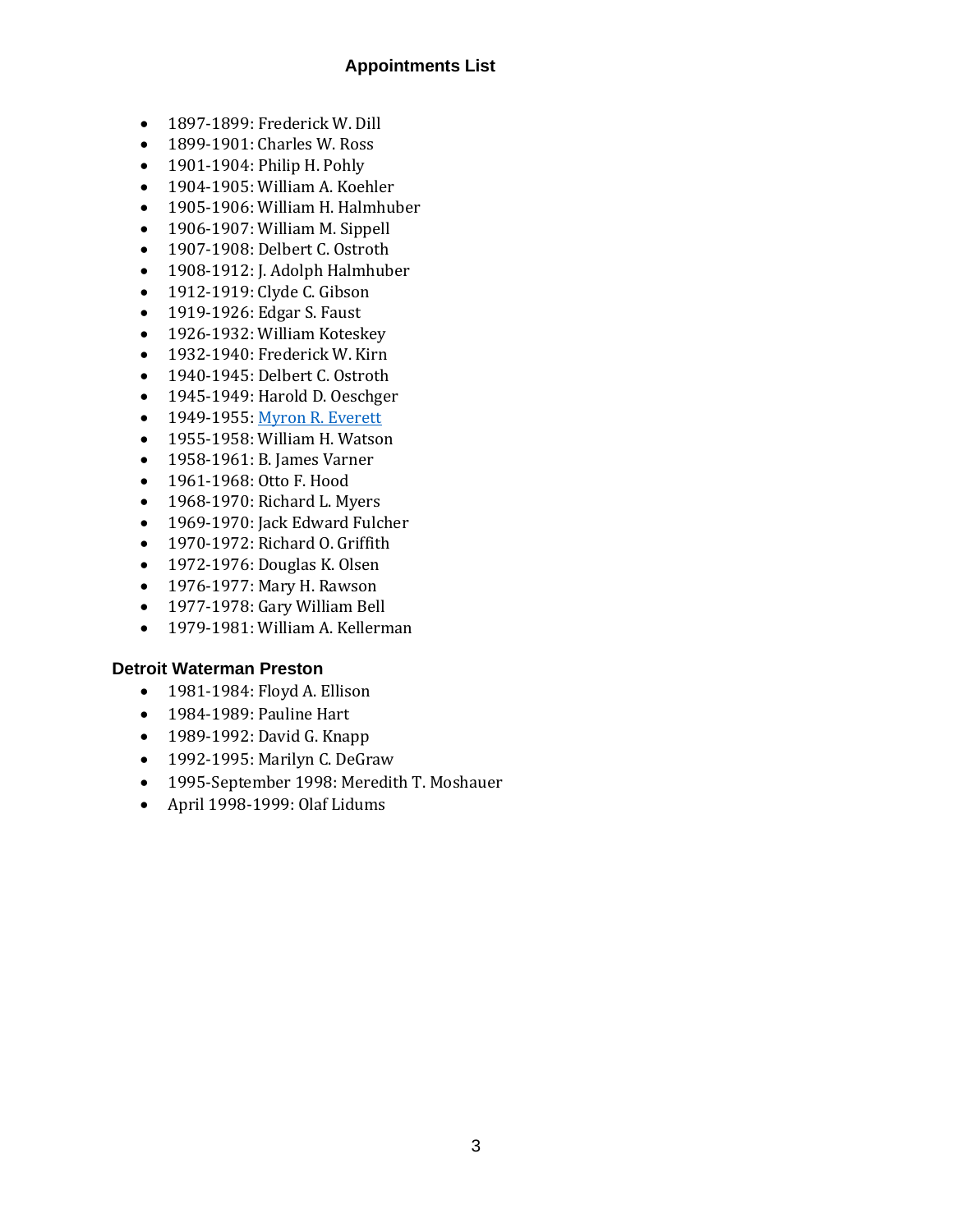## Appointments List

- 1897-1899: Frederick W. Dill
- 1899-1901: Charles W. Ross
- 1901-1904: Philip H. Pohly
- 1904-1905: William A. Koehler
- 1905-1906: William H. Halmhuber
- 1906-1907: William M. Sippell
- 1907-1908: Delbert C. Ostroth
- 1908-1912: J. Adolph Halmhuber
- 1912-1919: Clyde C. Gibson
- 1919-1926: Edgar S. Faust
- 1926-1932: William Koteskey
- 1932-1940: Frederick W. Kirn
- 1940-1945: Delbert C. Ostroth
- 1945-1949: Harold D. Oeschger
- 1949-1955: Myron R. Everett
- 1955-1958: William H. Watson
- 1958-1961: B. James Varner
- 1961-1968: Otto F. Hood
- 1968-1970: Richard L. Myers
- 1969-1970: Jack Edward Fulcher
- 1970-1972: Richard O. Griffith
- 1972-1976: Douglas K. Olsen
- 1976-1977: Mary H. Rawson
- 1977-1978: Gary William Bell
- 1979-1981: William A. Kellerman

### Detroit Waterman Preston

- 1981-1984: Floyd A. Ellison
- 1984-1989: Pauline Hart
- 1989-1992: David G. Knapp
- 1992-1995: Marilyn C. DeGraw
- 1995-September 1998: Meredith T. Moshauer
- April 1998-1999: Olaf Lidums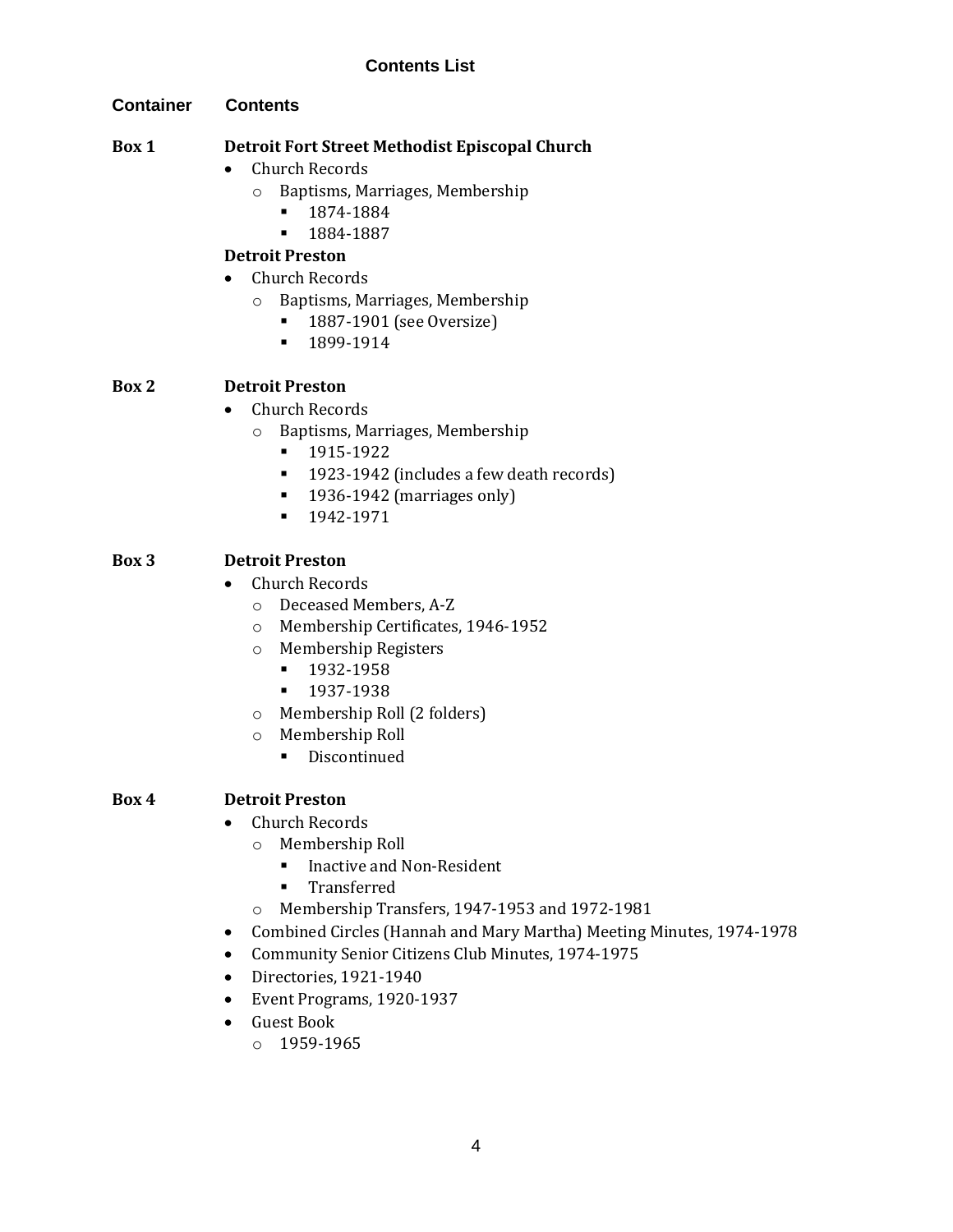## Contents List

**Container** **Contents**

**Box 1** **Detroit Fort Street Methodist Episcopal Church**

- Church Records
  - Baptisms, Marriages, Membership
    - 1874-1884
    - 1884-1887

**Detroit Preston**

- Church Records
  - Baptisms, Marriages, Membership
    - 1887-1901 (see Oversize)
    - 1899-1914

**Box 2** **Detroit Preston**

- Church Records
  - Baptisms, Marriages, Membership
    - 1915-1922
    - 1923-1942 (includes a few death records)
    - 1936-1942 (marriages only)
    - 1942-1971

**Box 3** **Detroit Preston**

- Church Records
  - Deceased Members, A-Z
  - Membership Certificates, 1946-1952
  - Membership Registers
    - 1932-1958
    - 1937-1938
  - Membership Roll (2 folders)
  - Membership Roll
    - Discontinued

**Box 4** **Detroit Preston**

- Church Records
  - Membership Roll
    - Inactive and Non-Resident
    - Transferred
  - Membership Transfers, 1947-1953 and 1972-1981
- Combined Circles (Hannah and Mary Martha) Meeting Minutes, 1974-1978
- Community Senior Citizens Club Minutes, 1974-1975
- Directories, 1921-1940
- Event Programs, 1920-1937
- Guest Book
  - 1959-1965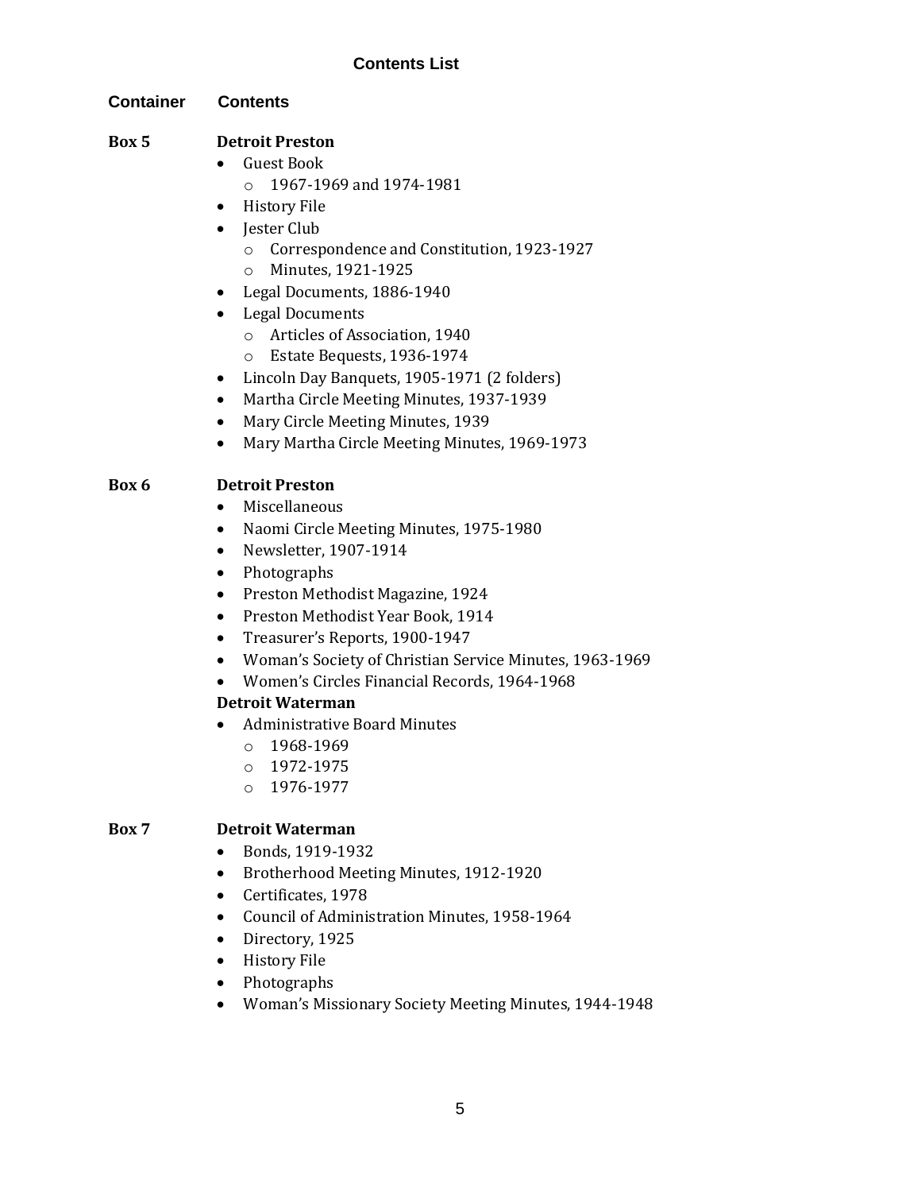## Contents List

**Container** **Contents**

**Box 5** **Detroit Preston**

- Guest Book
  - 1967-1969 and 1974-1981
- History File
- Jester Club
  - Correspondence and Constitution, 1923-1927
  - Minutes, 1921-1925
- Legal Documents, 1886-1940
- Legal Documents
  - Articles of Association, 1940
  - Estate Bequests, 1936-1974
- Lincoln Day Banquets, 1905-1971 (2 folders)
- Martha Circle Meeting Minutes, 1937-1939
- Mary Circle Meeting Minutes, 1939
- Mary Martha Circle Meeting Minutes, 1969-1973

**Box 6** **Detroit Preston**

- Miscellaneous
- Naomi Circle Meeting Minutes, 1975-1980
- Newsletter, 1907-1914
- Photographs
- Preston Methodist Magazine, 1924
- Preston Methodist Year Book, 1914
- Treasurer's Reports, 1900-1947
- Woman's Society of Christian Service Minutes, 1963-1969
- Women's Circles Financial Records, 1964-1968

**Detroit Waterman**

- Administrative Board Minutes
  - 1968-1969
  - 1972-1975
  - 1976-1977

**Box 7** **Detroit Waterman**

- Bonds, 1919-1932
- Brotherhood Meeting Minutes, 1912-1920
- Certificates, 1978
- Council of Administration Minutes, 1958-1964
- Directory, 1925
- History File
- Photographs
- Woman's Missionary Society Meeting Minutes, 1944-1948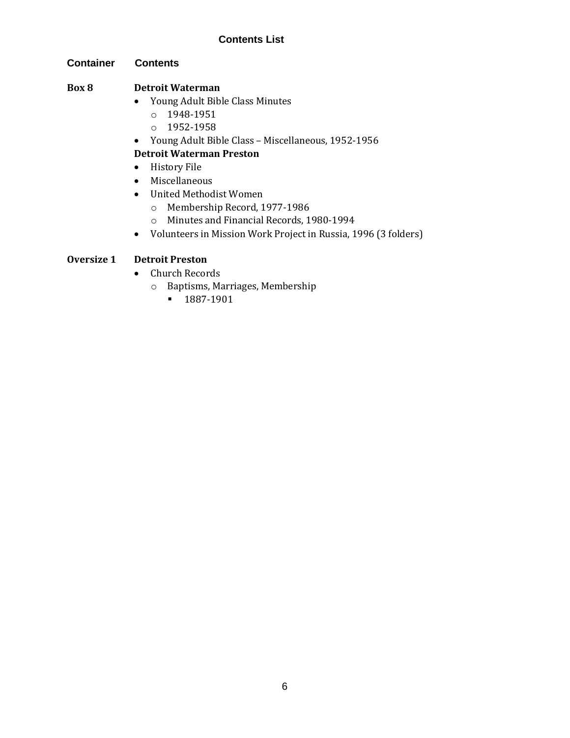### Contents List

| Container | Contents |
| --- | --- |
| **Box 8** | **Detroit Waterman**<br>• Young Adult Bible Class Minutes<br>&nbsp;&nbsp;&nbsp;&nbsp;o 1948-1951<br>&nbsp;&nbsp;&nbsp;&nbsp;o 1952-1958<br>• Young Adult Bible Class – Miscellaneous, 1952-1956<br>**Detroit Waterman Preston**<br>• History File<br>• Miscellaneous<br>• United Methodist Women<br>&nbsp;&nbsp;&nbsp;&nbsp;o Membership Record, 1977-1986<br>&nbsp;&nbsp;&nbsp;&nbsp;o Minutes and Financial Records, 1980-1994<br>• Volunteers in Mission Work Project in Russia, 1996 (3 folders) |
| **Oversize 1** | **Detroit Preston**<br>• Church Records<br>&nbsp;&nbsp;&nbsp;&nbsp;o Baptisms, Marriages, Membership<br>&nbsp;&nbsp;&nbsp;&nbsp;&nbsp;&nbsp;&nbsp;&nbsp;▪ 1887-1901 |